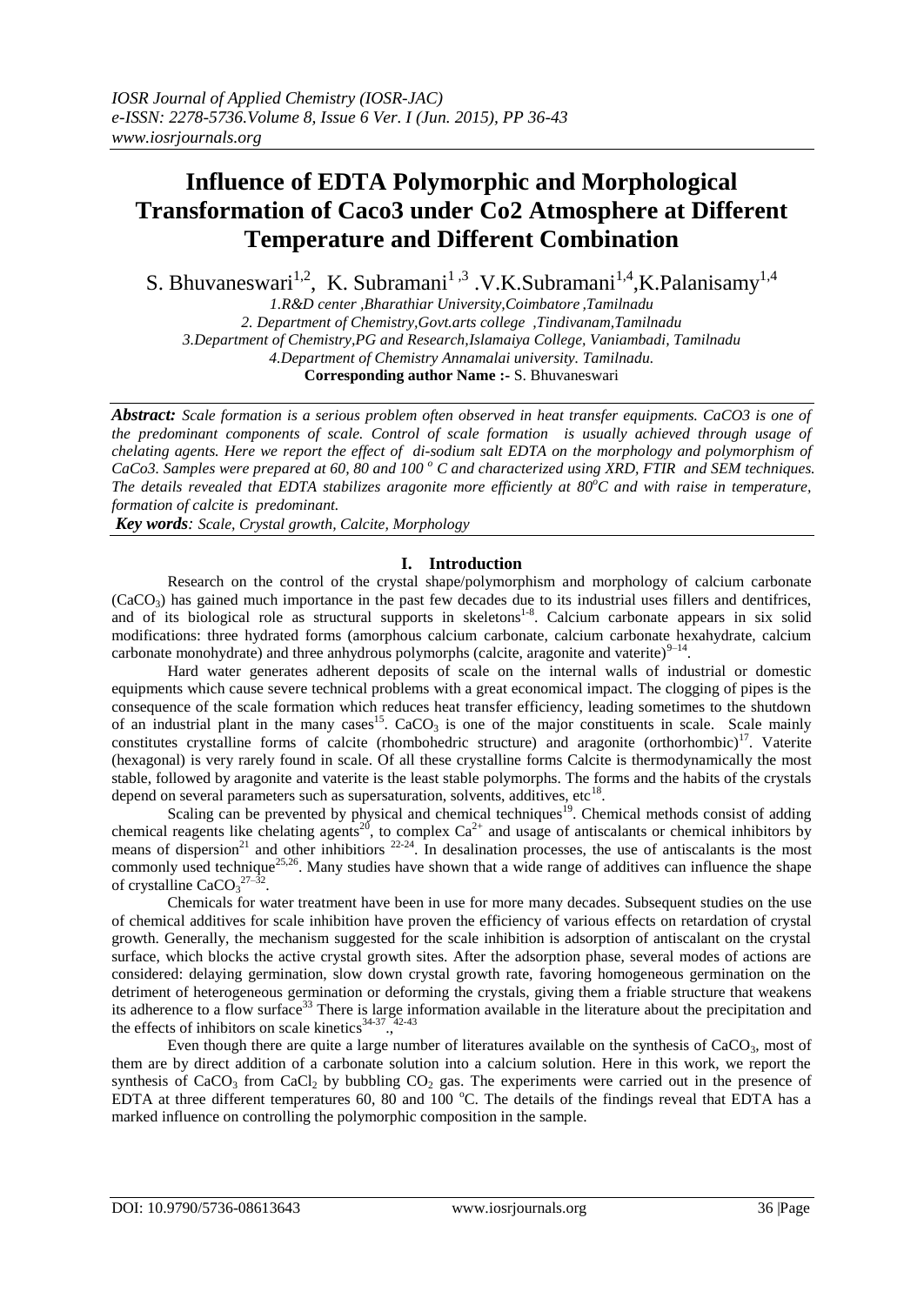# Influence of EDTA Polymorphic and Morphological Transformation of Caco3 under Co2 Atmosphere at Different Temperature and Different Combination

S. Bhuvaneswari[1,2], K. Subramani[1,3] .V.K.Subramani[1,4],K.Palanisamy[1,4]

1.R&D center ,Bharathiar University,Coimbatore ,Tamilnadu
2. Department of Chemistry,Govt.arts college ,Tindivanam,Tamilnadu
3.Department of Chemistry,PG and Research,Islamaiya College, Vaniambadi, Tamilnadu
4.Department of Chemistry Annamalai university. Tamilnadu.

**Corresponding author Name :-** S. Bhuvaneswari

***Abstract:*** *Scale formation is a serious problem often observed in heat transfer equipments. CaCO3 is one of the predominant components of scale. Control of scale formation is usually achieved through usage of chelating agents. Here we report the effect of di-sodium salt EDTA on the morphology and polymorphism of CaCo3. Samples were prepared at 60, 80 and 100 $^o$ C and characterized using XRD, FTIR and SEM techniques. The details revealed that EDTA stabilizes aragonite more efficiently at 80$^o$C and with raise in temperature, formation of calcite is predominant.*

***Key words****: Scale, Crystal growth, Calcite, Morphology*

## I. Introduction

Research on the control of the crystal shape/polymorphism and morphology of calcium carbonate ($CaCO_3$) has gained much importance in the past few decades due to its industrial uses fillers and dentifrices, and of its biological role as structural supports in skeletons[1-8]. Calcium carbonate appears in six solid modifications: three hydrated forms (amorphous calcium carbonate, calcium carbonate hexahydrate, calcium carbonate monohydrate) and three anhydrous polymorphs (calcite, aragonite and vaterite)[9–14].

Hard water generates adherent deposits of scale on the internal walls of industrial or domestic equipments which cause severe technical problems with a great economical impact. The clogging of pipes is the consequence of the scale formation which reduces heat transfer efficiency, leading sometimes to the shutdown of an industrial plant in the many cases[15]. $CaCO_3$ is one of the major constituents in scale. Scale mainly constitutes crystalline forms of calcite (rhombohedric structure) and aragonite (orthorhombic)[17]. Vaterite (hexagonal) is very rarely found in scale. Of all these crystalline forms Calcite is thermodynamically the most stable, followed by aragonite and vaterite is the least stable polymorphs. The forms and the habits of the crystals depend on several parameters such as supersaturation, solvents, additives, etc[18].

Scaling can be prevented by physical and chemical techniques[19]. Chemical methods consist of adding chemical reagents like chelating agents[20], to complex $Ca^{2+}$ and usage of antiscalants or chemical inhibitors by means of dispersion[21] and other inhibitions [22-24]. In desalination processes, the use of antiscalants is the most commonly used technique[25,26]. Many studies have shown that a wide range of additives can influence the shape of crystalline $CaCO_3$[27–32].

Chemicals for water treatment have been in use for more many decades. Subsequent studies on the use of chemical additives for scale inhibition have proven the efficiency of various effects on retardation of crystal growth. Generally, the mechanism suggested for the scale inhibition is adsorption of antiscalant on the crystal surface, which blocks the active crystal growth sites. After the adsorption phase, several modes of actions are considered: delaying germination, slow down crystal growth rate, favoring homogeneous germination on the detriment of heterogeneous germination or deforming the crystals, giving them a friable structure that weakens its adherence to a flow surface[33] There is large information available in the literature about the precipitation and the effects of inhibitors on scale kinetics[34-37 ,42-43]

Even though there are quite a large number of literatures available on the synthesis of $CaCO_3$, most of them are by direct addition of a carbonate solution into a calcium solution. Here in this work, we report the synthesis of $CaCO_3$ from $CaCl_2$ by bubbling $CO_2$ gas. The experiments were carried out in the presence of EDTA at three different temperatures 60, 80 and 100 $^o$C. The details of the findings reveal that EDTA has a marked influence on controlling the polymorphic composition in the sample.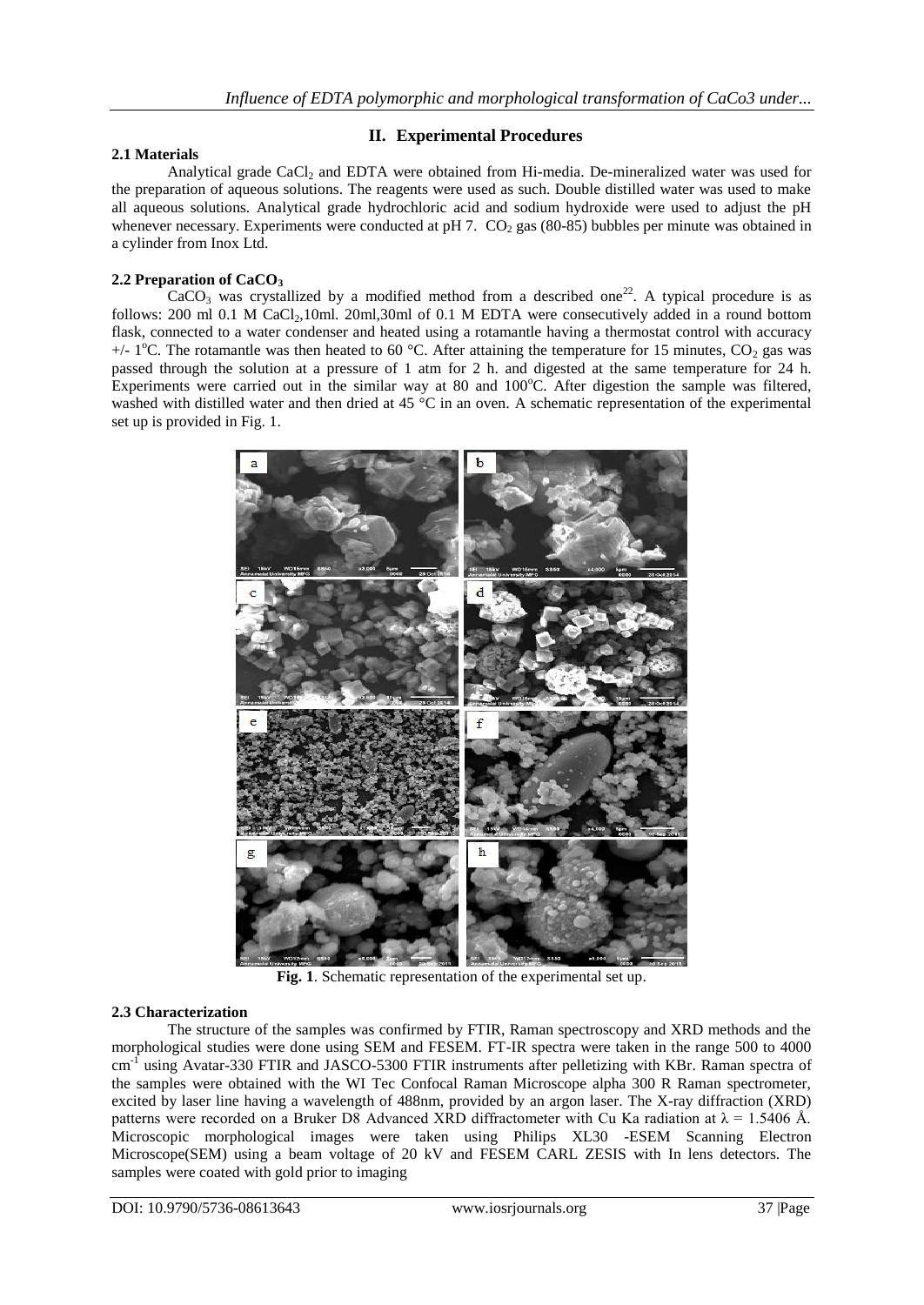## II. Experimental Procedures

### 2.1 Materials

Analytical grade $CaCl_2$ and EDTA were obtained from Hi-media. De-mineralized water was used for the preparation of aqueous solutions. The reagents were used as such. Double distilled water was used to make all aqueous solutions. Analytical grade hydrochloric acid and sodium hydroxide were used to adjust the pH whenever necessary. Experiments were conducted at pH 7. $CO_2$ gas (80-85) bubbles per minute was obtained in a cylinder from Inox Ltd.

### 2.2 Preparation of $CaCO_3$

$CaCO_3$ was crystallized by a modified method from a described one[22]. A typical procedure is as follows: 200 ml 0.1 M $CaCl_2$,10ml. 20ml,30ml of 0.1 M EDTA were consecutively added in a round bottom flask, connected to a water condenser and heated using a rotamantle having a thermostat control with accuracy +/- 1°C. The rotamantle was then heated to 60 °C. After attaining the temperature for 15 minutes, $CO_2$ gas was passed through the solution at a pressure of 1 atm for 2 h. and digested at the same temperature for 24 h. Experiments were carried out in the similar way at 80 and 100°C. After digestion the sample was filtered, washed with distilled water and then dried at 45 °C in an oven. A schematic representation of the experimental set up is provided in Fig. 1.

**Fig. 1**. Schematic representation of the experimental set up.

### 2.3 Characterization

The structure of the samples was confirmed by FTIR, Raman spectroscopy and XRD methods and the morphological studies were done using SEM and FESEM. FT-IR spectra were taken in the range 500 to 4000 $cm^{-1}$ using Avatar-330 FTIR and JASCO-5300 FTIR instruments after pelletizing with KBr. Raman spectra of the samples were obtained with the WI Tec Confocal Raman Microscope alpha 300 R Raman spectrometer, excited by laser line having a wavelength of 488nm, provided by an argon laser. The X-ray diffraction (XRD) patterns were recorded on a Bruker D8 Advanced XRD diffractometer with Cu Ka radiation at $\lambda = 1.5406$ Å. Microscopic morphological images were taken using Philips XL30 -ESEM Scanning Electron Microscope(SEM) using a beam voltage of 20 kV and FESEM CARL ZESIS with In lens detectors. The samples were coated with gold prior to imaging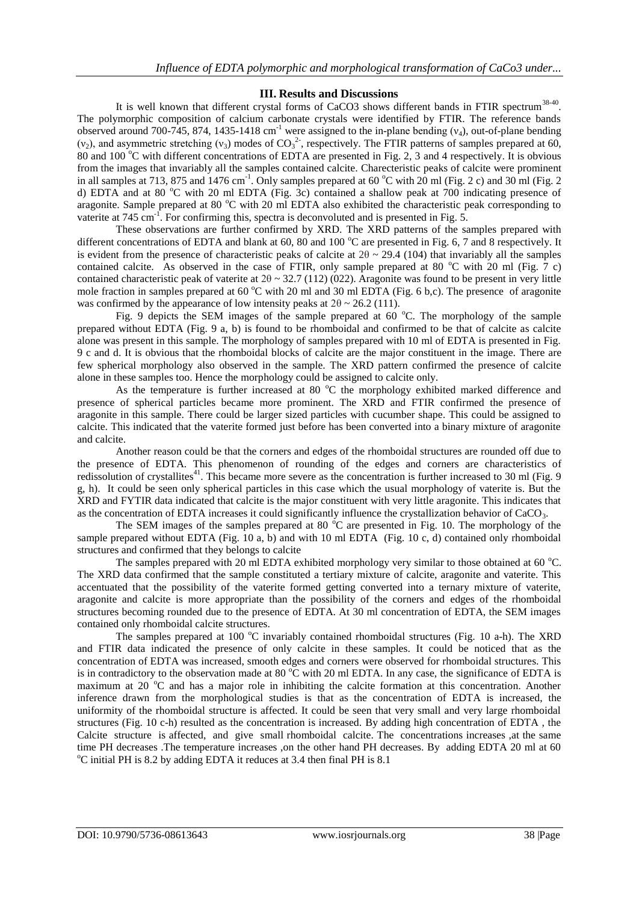## III. Results and Discussions

It is well known that different crystal forms of CaCO3 shows different bands in FTIR spectrum[38-40]. The polymorphic composition of calcium carbonate crystals were identified by FTIR. The reference bands observed around 700-745, 874, 1435-1418 $cm^{-1}$ were assigned to the in-plane bending ($\nu_4$), out-of-plane bending ($\nu_2$), and asymmetric stretching ($\nu_3$) modes of $CO_3^{2-}$, respectively. The FTIR patterns of samples prepared at 60, 80 and 100 °C with different concentrations of EDTA are presented in Fig. 2, 3 and 4 respectively. It is obvious from the images that invariably all the samples contained calcite. Charecteristic peaks of calcite were prominent in all samples at 713, 875 and 1476 $cm^{-1}$. Only samples prepared at 60 °C with 20 ml (Fig. 2 c) and 30 ml (Fig. 2 d) EDTA and at 80 °C with 20 ml EDTA (Fig. 3c) contained a shallow peak at 700 indicating presence of aragonite. Sample prepared at 80 °C with 20 ml EDTA also exhibited the characteristic peak corresponding to vaterite at 745 $cm^{-1}$. For confirming this, spectra is deconvoluted and is presented in Fig. 5.

These observations are further confirmed by XRD. The XRD patterns of the samples prepared with different concentrations of EDTA and blank at 60, 80 and 100 °C are presented in Fig. 6, 7 and 8 respectively. It is evident from the presence of characteristic peaks of calcite at $2\theta \sim 29.4$ (104) that invariably all the samples contained calcite. As observed in the case of FTIR, only sample prepared at 80 °C with 20 ml (Fig. 7 c) contained characteristic peak of vaterite at $2\theta \sim 32.7$ (112) (022). Aragonite was found to be present in very little mole fraction in samples prepared at 60 °C with 20 ml and 30 ml EDTA (Fig. 6 b,c). The presence of aragonite was confirmed by the appearance of low intensity peaks at $2\theta \sim 26.2$ (111).

Fig. 9 depicts the SEM images of the sample prepared at 60 °C. The morphology of the sample prepared without EDTA (Fig. 9 a, b) is found to be rhomboidal and confirmed to be that of calcite as calcite alone was present in this sample. The morphology of samples prepared with 10 ml of EDTA is presented in Fig. 9 c and d. It is obvious that the rhomboidal blocks of calcite are the major constituent in the image. There are few spherical morphology also observed in the sample. The XRD pattern confirmed the presence of calcite alone in these samples too. Hence the morphology could be assigned to calcite only.

As the temperature is further increased at 80 °C the morphology exhibited marked difference and presence of spherical particles became more prominent. The XRD and FTIR confirmed the presence of aragonite in this sample. There could be larger sized particles with cucumber shape. This could be assigned to calcite. This indicated that the vaterite formed just before has been converted into a binary mixture of aragonite and calcite.

Another reason could be that the corners and edges of the rhomboidal structures are rounded off due to the presence of EDTA. This phenomenon of rounding of the edges and corners are characteristics of redissolution of crystallites[41]. This became more severe as the concentration is further increased to 30 ml (Fig. 9 g, h). It could be seen only spherical particles in this case which the usual morphology of vaterite is. But the XRD and FYTIR data indicated that calcite is the major constituent with very little aragonite. This indicates that as the concentration of EDTA increases it could significantly influence the crystallization behavior of $CaCO_3$.

The SEM images of the samples prepared at 80 °C are presented in Fig. 10. The morphology of the sample prepared without EDTA (Fig. 10 a, b) and with 10 ml EDTA (Fig. 10 c, d) contained only rhomboidal structures and confirmed that they belongs to calcite

The samples prepared with 20 ml EDTA exhibited morphology very similar to those obtained at 60 °C. The XRD data confirmed that the sample constituted a tertiary mixture of calcite, aragonite and vaterite. This accentuated that the possibility of the vaterite formed getting converted into a ternary mixture of vaterite, aragonite and calcite is more appropriate than the possibility of the corners and edges of the rhomboidal structures becoming rounded due to the presence of EDTA. At 30 ml concentration of EDTA, the SEM images contained only rhomboidal calcite structures.

The samples prepared at 100 °C invariably contained rhomboidal structures (Fig. 10 a-h). The XRD and FTIR data indicated the presence of only calcite in these samples. It could be noticed that as the concentration of EDTA was increased, smooth edges and corners were observed for rhomboidal structures. This is in contradictory to the observation made at 80 °C with 20 ml EDTA. In any case, the significance of EDTA is maximum at 20 °C and has a major role in inhibiting the calcite formation at this concentration. Another inference drawn from the morphological studies is that as the concentration of EDTA is increased, the uniformity of the rhomboidal structure is affected. It could be seen that very small and very large rhomboidal structures (Fig. 10 c-h) resulted as the concentration is increased. By adding high concentration of EDTA , the Calcite structure is affected, and give small rhomboidal calcite. The concentrations increases ,at the same time PH decreases .The temperature increases ,on the other hand PH decreases. By adding EDTA 20 ml at 60 °C initial PH is 8.2 by adding EDTA it reduces at 3.4 then final PH is 8.1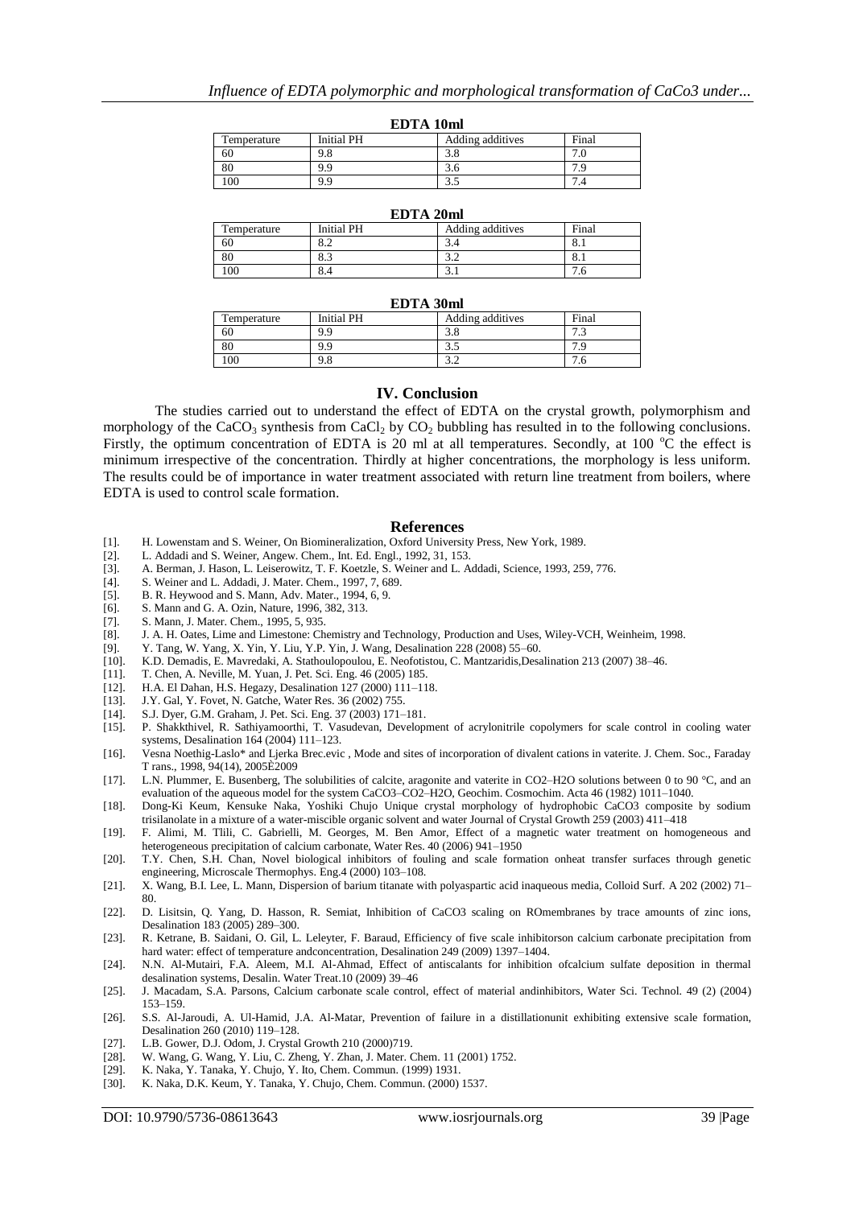**EDTA 10ml**

| Temperature | Initial PH | Adding additives | Final |
|---|---|---|---|
| 60 | 9.8 | 3.8 | 7.0 |
| 80 | 9.9 | 3.6 | 7.9 |
| 100 | 9.9 | 3.5 | 7.4 |

**EDTA 20ml**

| Temperature | Initial PH | Adding additives | Final |
|---|---|---|---|
| 60 | 8.2 | 3.4 | 8.1 |
| 80 | 8.3 | 3.2 | 8.1 |
| 100 | 8.4 | 3.1 | 7.6 |

**EDTA 30ml**

| Temperature | Initial PH | Adding additives | Final |
|---|---|---|---|
| 60 | 9.9 | 3.8 | 7.3 |
| 80 | 9.9 | 3.5 | 7.9 |
| 100 | 9.8 | 3.2 | 7.6 |

## IV. Conclusion

The studies carried out to understand the effect of EDTA on the crystal growth, polymorphism and morphology of the $CaCO_3$ synthesis from $CaCl_2$ by $CO_2$ bubbling has resulted in to the following conclusions. Firstly, the optimum concentration of EDTA is 20 ml at all temperatures. Secondly, at 100 $^oC$ the effect is minimum irrespective of the concentration. Thirdly at higher concentrations, the morphology is less uniform. The results could be of importance in water treatment associated with return line treatment from boilers, where EDTA is used to control scale formation.

## References

[1]. H. Lowenstam and S. Weiner, On Biomineralization, Oxford University Press, New York, 1989.
[2]. L. Addadi and S. Weiner, Angew. Chem., Int. Ed. Engl., 1992, 31, 153.
[3]. A. Berman, J. Hason, L. Leiserowitz, T. F. Koetzle, S. Weiner and L. Addadi, Science, 1993, 259, 776.
[4]. S. Weiner and L. Addadi, J. Mater. Chem., 1997, 7, 689.
[5]. B. R. Heywood and S. Mann, Adv. Mater., 1994, 6, 9.
[6]. S. Mann and G. A. Ozin, Nature, 1996, 382, 313.
[7]. S. Mann, J. Mater. Chem., 1995, 5, 935.
[8]. J. A. H. Oates, Lime and Limestone: Chemistry and Technology, Production and Uses, Wiley-VCH, Weinheim, 1998.
[9]. Y. Tang, W. Yang, X. Yin, Y. Liu, Y.P. Yin, J. Wang, Desalination 228 (2008) 55–60.
[10]. K.D. Demadis, E. Mavredaki, A. Stathoulopoulou, E. Neofotistou, C. Mantzaridis,Desalination 213 (2007) 38–46.
[11]. T. Chen, A. Neville, M. Yuan, J. Pet. Sci. Eng. 46 (2005) 185.
[12]. H.A. El Dahan, H.S. Hegazy, Desalination 127 (2000) 111–118.
[13]. J.Y. Gal, Y. Fovet, N. Gatche, Water Res. 36 (2002) 755.
[14]. S.J. Dyer, G.M. Graham, J. Pet. Sci. Eng. 37 (2003) 171–181.
[15]. P. Shakkthivel, R. Sathiyamoorthi, T. Vasudevan, Development of acrylonitrile copolymers for scale control in cooling water systems, Desalination 164 (2004) 111–123.
[16]. Vesna Noethig-Laslo* and Ljerka Brec.evic , Mode and sites of incorporation of divalent cations in vaterite. J. Chem. Soc., Faraday T rans., 1998, 94(14), 2005È2009
[17]. L.N. Plummer, E. Busenberg, The solubilities of calcite, aragonite and vaterite in CO2–H2O solutions between 0 to 90 °C, and an evaluation of the aqueous model for the system CaCO3–CO2–H2O, Geochim. Cosmochim. Acta 46 (1982) 1011–1040.
[18]. Dong-Ki Keum, Kensuke Naka, Yoshiki Chujo Unique crystal morphology of hydrophobic CaCO3 composite by sodium trisilanolate in a mixture of a water-miscible organic solvent and water Journal of Crystal Growth 259 (2003) 411–418
[19]. F. Alimi, M. Tlili, C. Gabrielli, M. Georges, M. Ben Amor, Effect of a magnetic water treatment on homogeneous and heterogeneous precipitation of calcium carbonate, Water Res. 40 (2006) 941–1950
[20]. T.Y. Chen, S.H. Chan, Novel biological inhibitors of fouling and scale formation onheat transfer surfaces through genetic engineering, Microscale Thermophys. Eng.4 (2000) 103–108.
[21]. X. Wang, B.I. Lee, L. Mann, Dispersion of barium titanate with polyaspartic acid inaqueous media, Colloid Surf. A 202 (2002) 71–80.
[22]. D. Lisitsin, Q. Yang, D. Hasson, R. Semiat, Inhibition of CaCO3 scaling on ROmembranes by trace amounts of zinc ions, Desalination 183 (2005) 289–300.
[23]. R. Ketrane, B. Saidani, O. Gil, L. Leleyter, F. Baraud, Efficiency of five scale inhibitorson calcium carbonate precipitation from hard water: effect of temperature andconcentration, Desalination 249 (2009) 1397–1404.
[24]. N.N. Al-Mutairi, F.A. Aleem, M.I. Al-Ahmad, Effect of antiscalants for inhibition ofcalcium sulfate deposition in thermal desalination systems, Desalin. Water Treat.10 (2009) 39–46
[25]. J. Macadam, S.A. Parsons, Calcium carbonate scale control, effect of material andinhibitors, Water Sci. Technol. 49 (2) (2004) 153–159.
[26]. S.S. Al-Jaroudi, A. Ul-Hamid, J.A. Al-Matar, Prevention of failure in a distillationunit exhibiting extensive scale formation, Desalination 260 (2010) 119–128.
[27]. L.B. Gower, D.J. Odom, J. Crystal Growth 210 (2000)719.
[28]. W. Wang, G. Wang, Y. Liu, C. Zheng, Y. Zhan, J. Mater. Chem. 11 (2001) 1752.
[29]. K. Naka, Y. Tanaka, Y. Chujo, Y. Ito, Chem. Commun. (1999) 1931.
[30]. K. Naka, D.K. Keum, Y. Tanaka, Y. Chujo, Chem. Commun. (2000) 1537.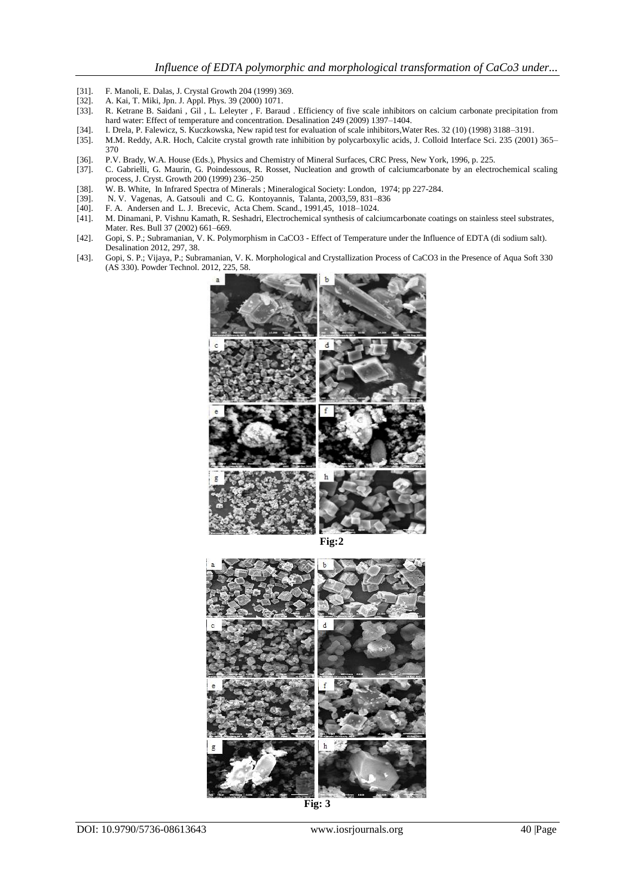[31]. F. Manoli, E. Dalas, J. Crystal Growth 204 (1999) 369.
[32]. A. Kai, T. Miki, Jpn. J. Appl. Phys. 39 (2000) 1071.
[33]. R. Ketrane B. Saidani , Gil , L. Leleyter , F. Baraud . Efficiency of five scale inhibitors on calcium carbonate precipitation from hard water: Effect of temperature and concentration. Desalination 249 (2009) 1397–1404.
[34]. I. Drela, P. Falewicz, S. Kuczkowska, New rapid test for evaluation of scale inhibitors,Water Res. 32 (10) (1998) 3188–3191.
[35]. M.M. Reddy, A.R. Hoch, Calcite crystal growth rate inhibition by polycarboxylic acids, J. Colloid Interface Sci. 235 (2001) 365–370
[36]. P.V. Brady, W.A. House (Eds.), Physics and Chemistry of Mineral Surfaces, CRC Press, New York, 1996, p. 225.
[37]. C. Gabrielli, G. Maurin, G. Poindessous, R. Rosset, Nucleation and growth of calciumcarbonate by an electrochemical scaling process, J. Cryst. Growth 200 (1999) 236–250
[38]. W. B. White, In Infrared Spectra of Minerals ; Mineralogical Society: London, 1974; pp 227-284.
[39]. N. V. Vagenas, A. Gatsouli and C. G. Kontoyannis, Talanta, 2003,59, 831–836
[40]. F. A. Andersen and L. J. Brecevic, Acta Chem. Scand., 1991,45, 1018–1024.
[41]. M. Dinamani, P. Vishnu Kamath, R. Seshadri, Electrochemical synthesis of calciumcarbonate coatings on stainless steel substrates, Mater. Res. Bull 37 (2002) 661–669.
[42]. Gopi, S. P.; Subramanian, V. K. Polymorphism in CaCO3 - Effect of Temperature under the Influence of EDTA (di sodium salt). Desalination 2012, 297, 38.
[43]. Gopi, S. P.; Vijaya, P.; Subramanian, V. K. Morphological and Crystallization Process of CaCO3 in the Presence of Aqua Soft 330 (AS 330). Powder Technol. 2012, 225, 58.

**Fig:2**

**Fig: 3**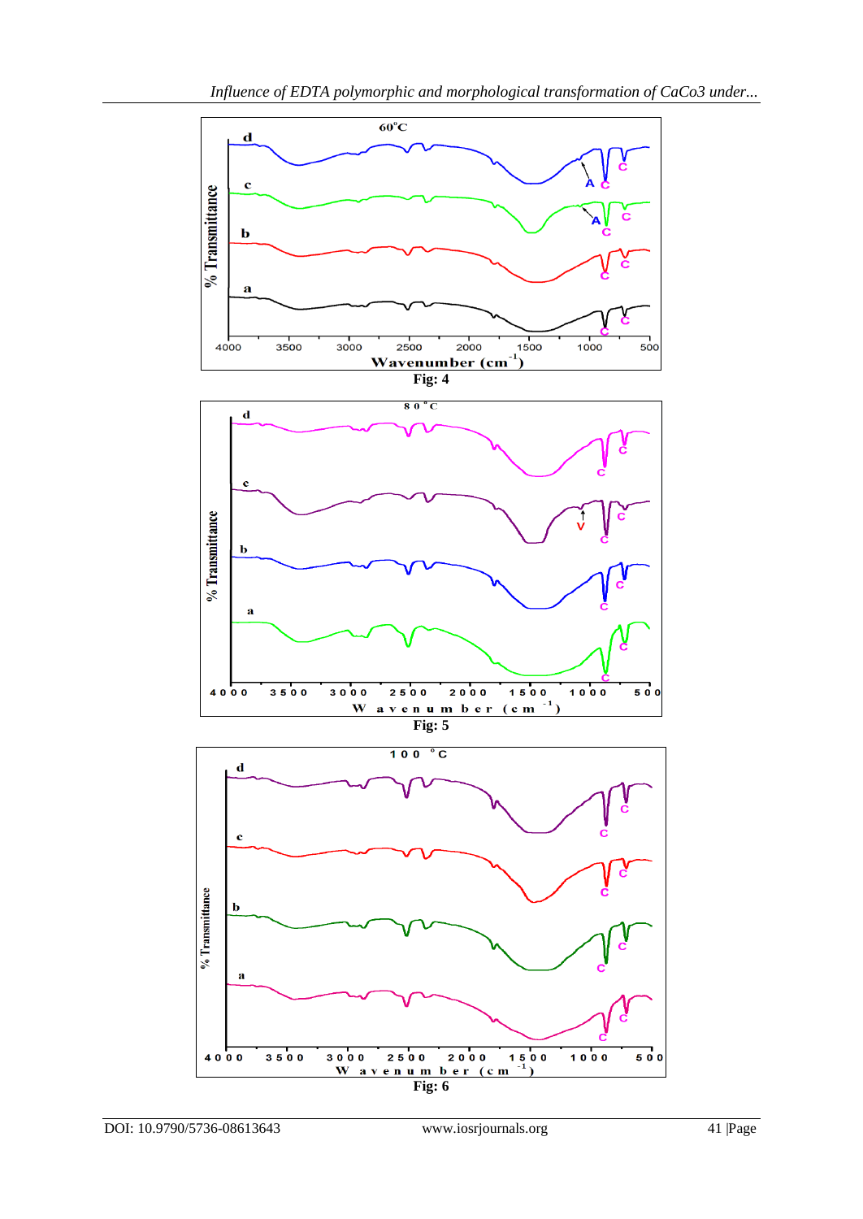Fig: 4

Fig: 5

Fig: 6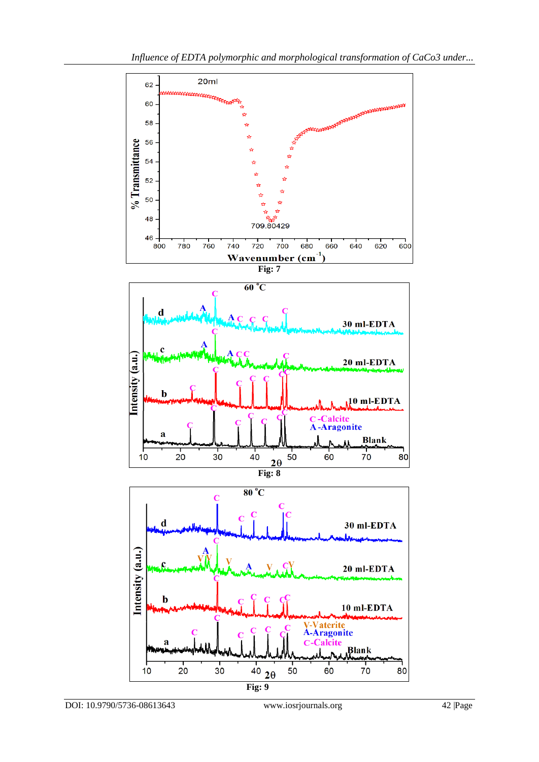Fig: 7

Fig: 8

Fig: 9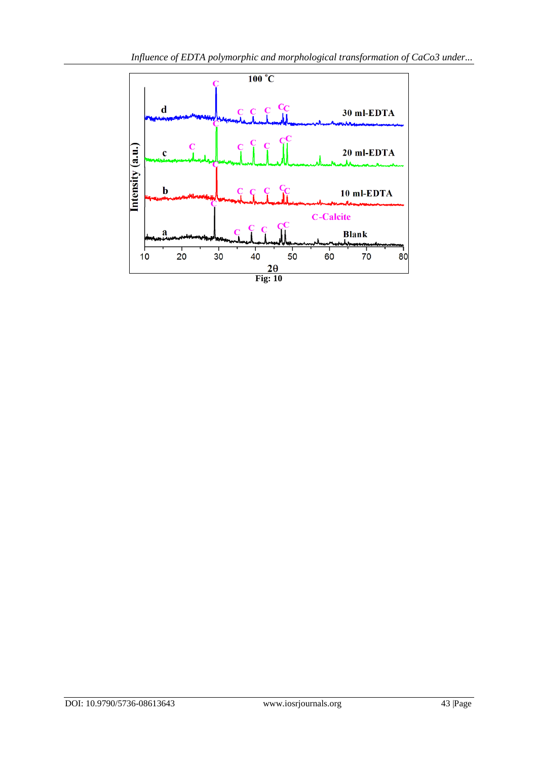100 °C

Intensity (a.u.)

d 30 ml-EDTA

c 20 ml-EDTA

b 10 ml-EDTA

a Blank

C-Calcite

10 20 30 40 50 60 70 80

2θ

Fig: 10